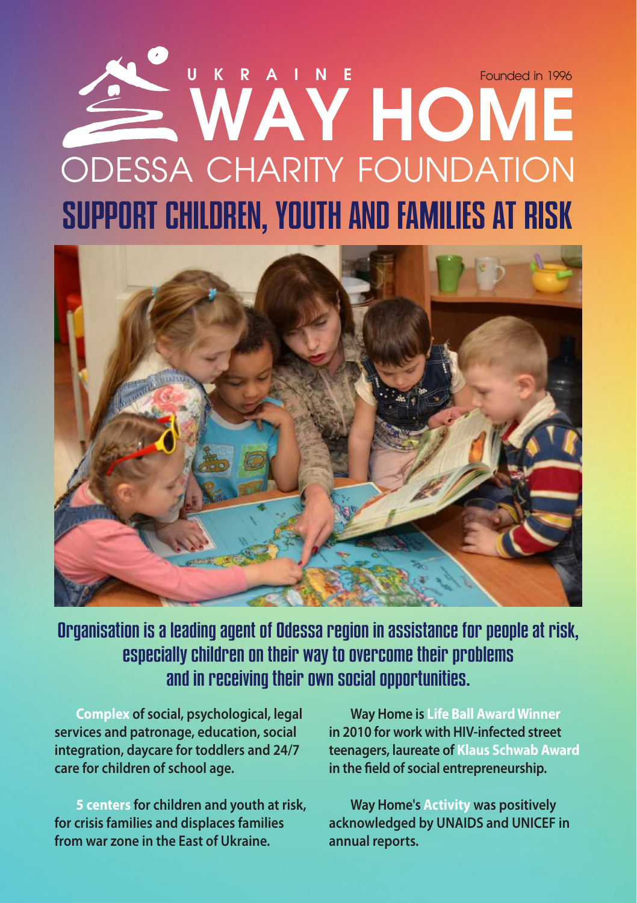UKRAINE

# WAY HOME

Founded in 1996

## ODESSA CHARITY FOUNDATION

## SUPPORT CHILDREN, YOUTH AND FAMILIES AT RISK

### Organisation is a leading agent of Odessa region in assistance for people at risk, especially children on their way to overcome their problems and in receiving their own social opportunities.

**Complex of social, psychological, legal services and patronage, education, social integration, daycare for toddlers and 24/7 care for children of school age.**

**5 centers for children and youth at risk, for crisis families and displaces families from war zone in the East of Ukraine.**

**Way Home is Life Ball Award Winner in 2010 for work with HIV-infected street teenagers, laureate of Klaus Schwab Award in the field of social entrepreneurship.**

**Way Home's Activity was positively acknowledged by UNAIDS and UNICEF in annual reports.**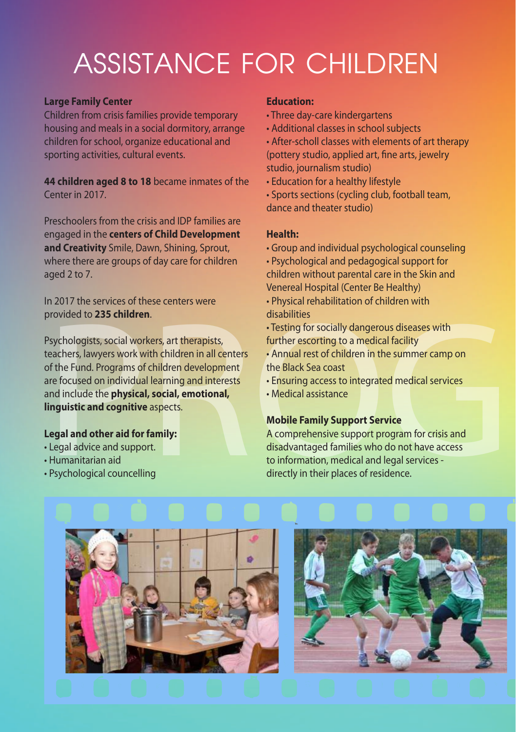# ASSISTANCE FOR CHILDREN

**Large Family Center**
Children from crisis families provide temporary housing and meals in a social dormitory, arrange children for school, organize educational and sporting activities, cultural events.

**44 children aged 8 to 18** became inmates of the Center in 2017.

Preschoolers from the crisis and IDP families are engaged in the **centers of Child Development and Creativity** Smile, Dawn, Shining, Sprout, where there are groups of day care for children aged 2 to 7.

In 2017 the services of these centers were provided to **235 children**.

Psychologists, social workers, art therapists, teachers, lawyers work with children in all centers of the Fund. Programs of children development are focused on individual learning and interests and include the **physical, social, emotional, linguistic and cognitive** aspects.

**Legal and other aid for family:**

- Legal advice and support.
- Humanitarian aid
- Psychological councelling

**Education:**

- Three day-care kindergartens
- Additional classes in school subjects
- After-scholl classes with elements of art therapy (pottery studio, applied art, fine arts, jewelry studio, journalism studio)
- Education for a healthy lifestyle
- Sports sections (cycling club, football team, dance and theater studio)

**Health:**

- Group and individual psychological counseling
- Psychological and pedagogical support for children without parental care in the Skin and Venereal Hospital (Center Be Healthy)
- Physical rehabilitation of children with disabilities
- Testing for socially dangerous diseases with further escorting to a medical facility
- Annual rest of children in the summer camp on the Black Sea coast
- Ensuring access to integrated medical services
- Medical assistance

**Mobile Family Support Service**
A comprehensive support program for crisis and disadvantaged families who do not have access to information, medical and legal services - directly in their places of residence.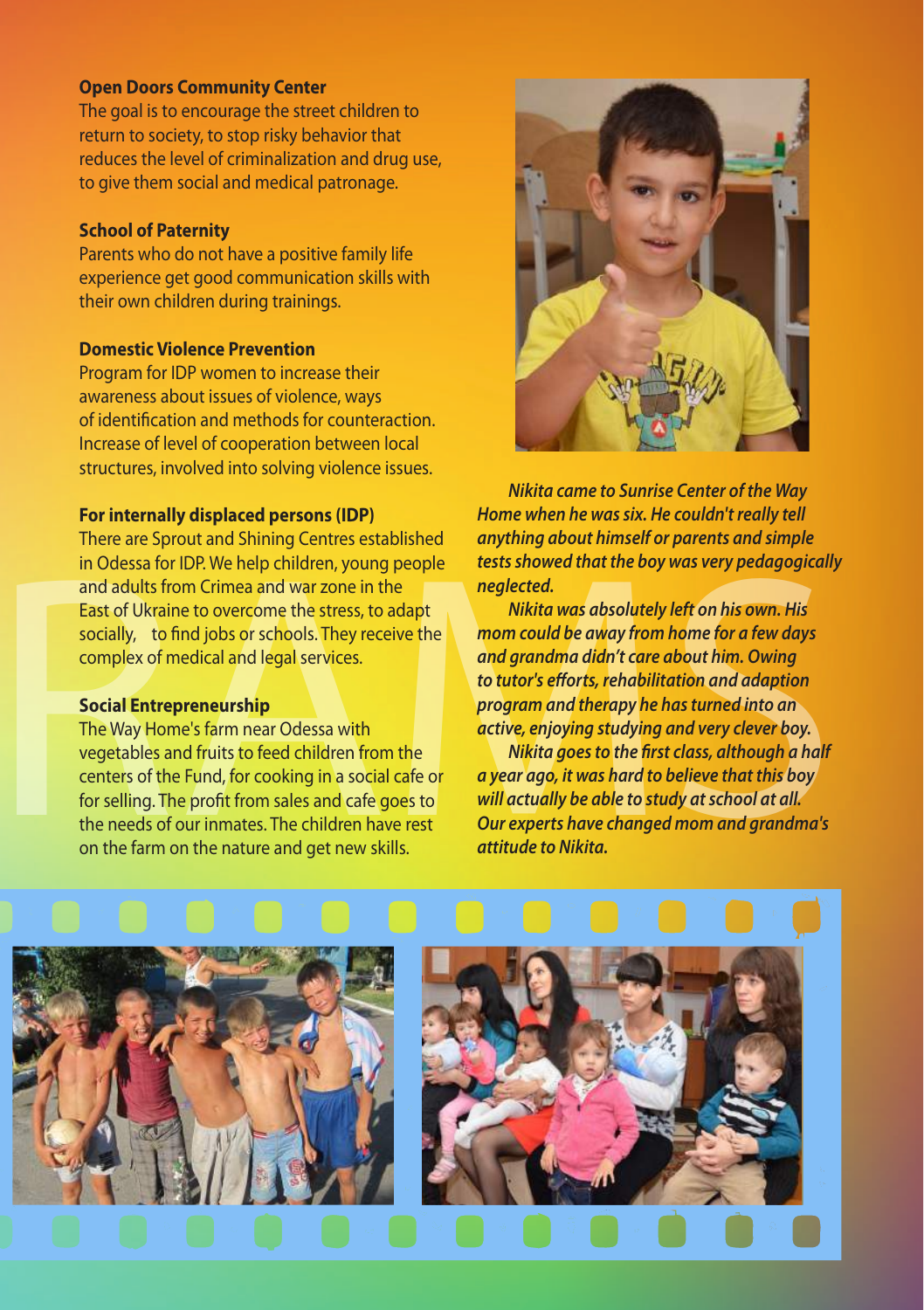**Open Doors Community Center**

The goal is to encourage the street children to return to society, to stop risky behavior that reduces the level of criminalization and drug use, to give them social and medical patronage.

**School of Paternity**

Parents who do not have a positive family life experience get good communication skills with their own children during trainings.

**Domestic Violence Prevention**

Program for IDP women to increase their awareness about issues of violence, ways of identification and methods for counteraction. Increase of level of cooperation between local structures, involved into solving violence issues.

**For internally displaced persons (IDP)**

There are Sprout and Shining Centres established in Odessa for IDP. We help children, young people and adults from Crimea and war zone in the East of Ukraine to overcome the stress, to adapt socially, to find jobs or schools. They receive the complex of medical and legal services.

**Social Entrepreneurship**

The Way Home's farm near Odessa with vegetables and fruits to feed children from the centers of the Fund, for cooking in a social cafe or for selling. The profit from sales and cafe goes to the needs of our inmates. The children have rest on the farm on the nature and get new skills.

***Nikita came to Sunrise Center of the Way Home when he was six. He couldn't really tell anything about himself or parents and simple tests showed that the boy was very pedagogically neglected.***

***Nikita was absolutely left on his own. His mom could be away from home for a few days and grandma didn't care about him. Owing to tutor's efforts, rehabilitation and adaption program and therapy he has turned into an active, enjoying studying and very clever boy.***

***Nikita goes to the first class, although a half a year ago, it was hard to believe that this boy will actually be able to study at school at all. Our experts have changed mom and grandma's attitude to Nikita.***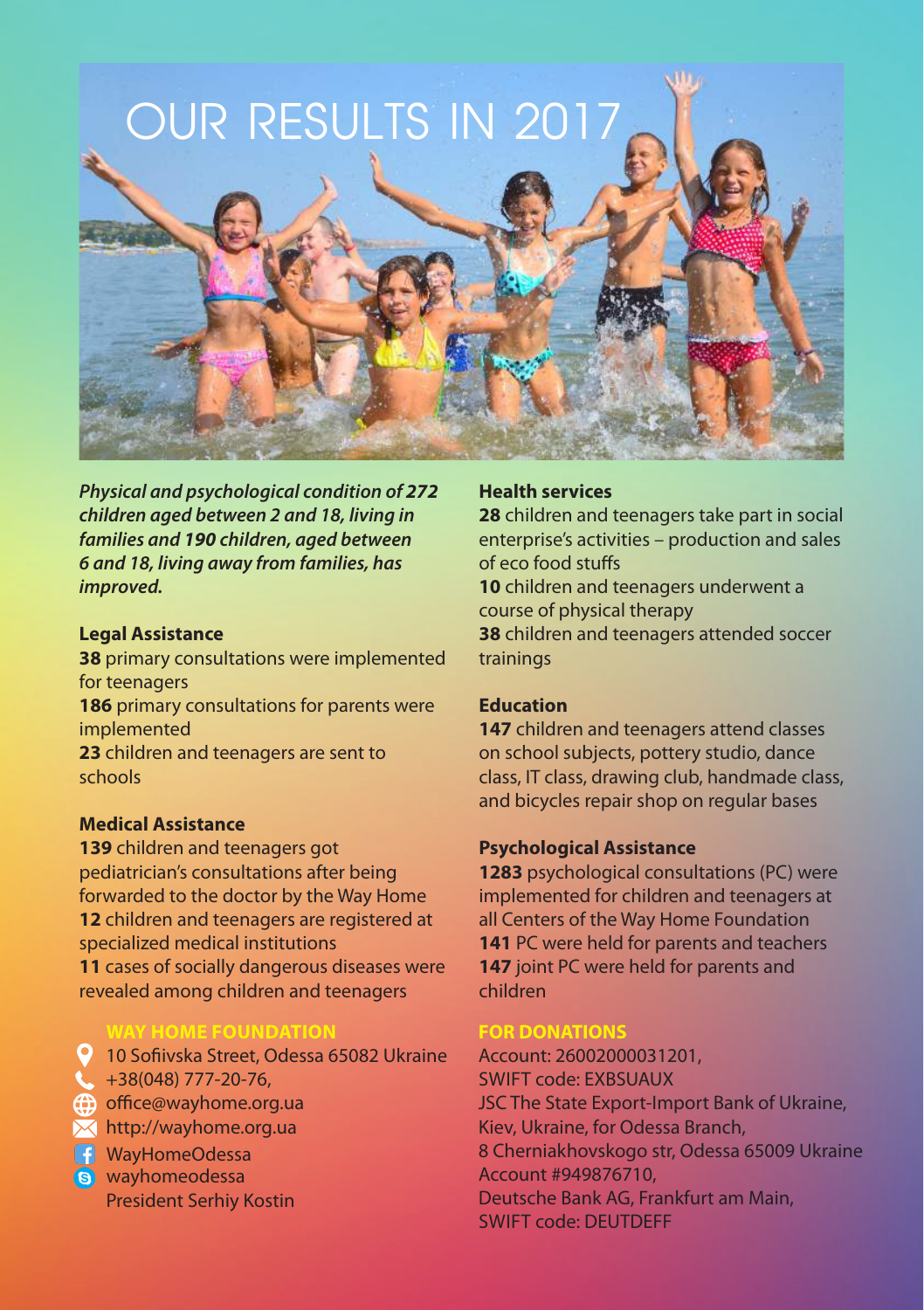# OUR RESULTS IN 2017

***Physical and psychological condition of 272 children aged between 2 and 18, living in families and 190 children, aged between 6 and 18, living away from families, has improved.***

### Legal Assistance

**38** primary consultations were implemented for teenagers

**186** primary consultations for parents were implemented

**23** children and teenagers are sent to schools

### Medical Assistance

**139** children and teenagers got pediatrician's consultations after being forwarded to the doctor by the Way Home

**12** children and teenagers are registered at specialized medical institutions

**11** cases of socially dangerous diseases were revealed among children and teenagers

### Health services

**28** children and teenagers take part in social enterprise's activities – production and sales of eco food stuffs

**10** children and teenagers underwent a course of physical therapy

**38** children and teenagers attended soccer trainings

### Education

**147** children and teenagers attend classes on school subjects, pottery studio, dance class, IT class, drawing club, handmade class, and bicycles repair shop on regular bases

### Psychological Assistance

**1283** psychological consultations (PC) were implemented for children and teenagers at all Centers of the Way Home Foundation

**141** PC were held for parents and teachers

**147** joint PC were held for parents and children

### WAY HOME FOUNDATION

10 Sofiivska Street, Odessa 65082 Ukraine
+38(048) 777-20-76,
office@wayhome.org.ua
http://wayhome.org.ua
WayHomeOdessa
wayhomeodessa
President Serhiy Kostin

### FOR DONATIONS

Account: 26002000031201,
SWIFT code: EXBSUAUX
JSC The State Export-Import Bank of Ukraine, Kiev, Ukraine, for Odessa Branch,
8 Cherniakhovskogo str, Odessa 65009 Ukraine
Account #949876710,
Deutsche Bank AG, Frankfurt am Main,
SWIFT code: DEUTDEFF